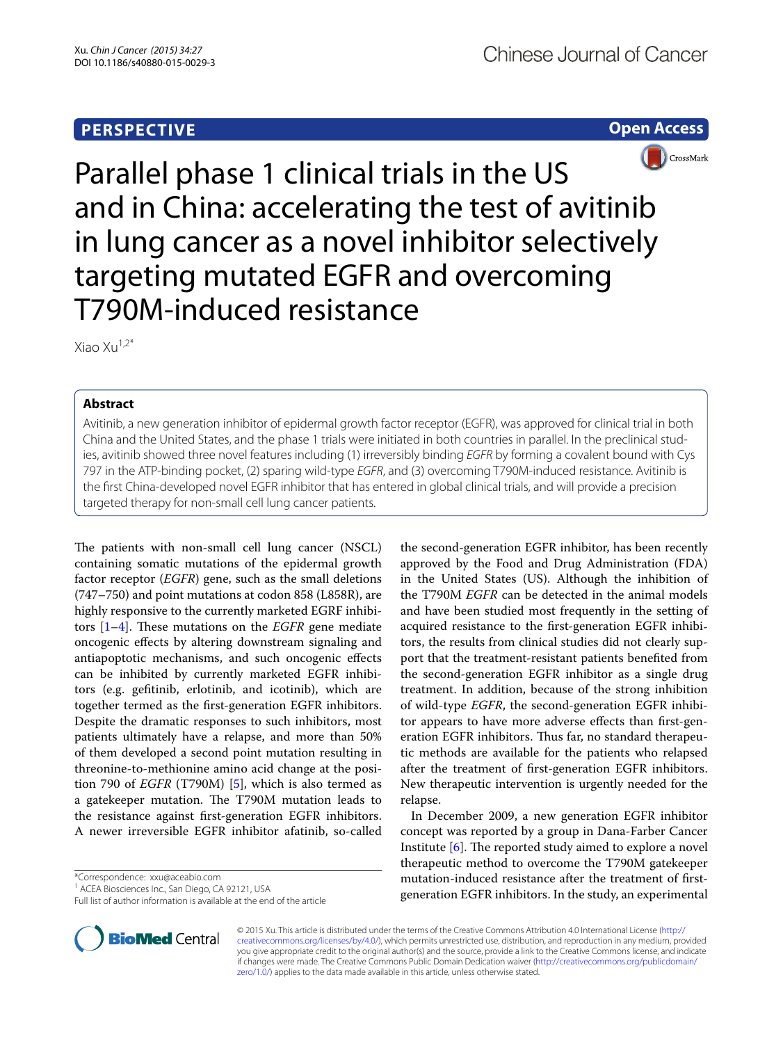**PERSPECTIVE**

**Open Access**

# Parallel phase 1 clinical trials in the US and in China: accelerating the test of avitinib in lung cancer as a novel inhibitor selectively targeting mutated EGFR and overcoming T790M-induced resistance

Xiao Xu[1,2*]

## Abstract

Avitinib, a new generation inhibitor of epidermal growth factor receptor (EGFR), was approved for clinical trial in both China and the United States, and the phase 1 trials were initiated in both countries in parallel. In the preclinical studies, avitinib showed three novel features including (1) irreversibly binding *EGFR* by forming a covalent bound with Cys 797 in the ATP-binding pocket, (2) sparing wild-type *EGFR*, and (3) overcoming T790M-induced resistance. Avitinib is the first China-developed novel EGFR inhibitor that has entered in global clinical trials, and will provide a precision targeted therapy for non-small cell lung cancer patients.

The patients with non-small cell lung cancer (NSCL) containing somatic mutations of the epidermal growth factor receptor (*EGFR*) gene, such as the small deletions (747–750) and point mutations at codon 858 (L858R), are highly responsive to the currently marketed EGRF inhibitors [1–4]. These mutations on the *EGFR* gene mediate oncogenic effects by altering downstream signaling and antiapoptotic mechanisms, and such oncogenic effects can be inhibited by currently marketed EGFR inhibitors (e.g. gefitinib, erlotinib, and icotinib), which are together termed as the first-generation EGFR inhibitors. Despite the dramatic responses to such inhibitors, most patients ultimately have a relapse, and more than 50% of them developed a second point mutation resulting in threonine-to-methionine amino acid change at the position 790 of *EGFR* (T790M) [5], which is also termed as a gatekeeper mutation. The T790M mutation leads to the resistance against first-generation EGFR inhibitors. A newer irreversible EGFR inhibitor afatinib, so-called the second-generation EGFR inhibitor, has been recently approved by the Food and Drug Administration (FDA) in the United States (US). Although the inhibition of the T790M *EGFR* can be detected in the animal models and have been studied most frequently in the setting of acquired resistance to the first-generation EGFR inhibitors, the results from clinical studies did not clearly support that the treatment-resistant patients benefited from the second-generation EGFR inhibitor as a single drug treatment. In addition, because of the strong inhibition of wild-type *EGFR*, the second-generation EGFR inhibitor appears to have more adverse effects than first-generation EGFR inhibitors. Thus far, no standard therapeutic methods are available for the patients who relapsed after the treatment of first-generation EGFR inhibitors. New therapeutic intervention is urgently needed for the relapse.

In December 2009, a new generation EGFR inhibitor concept was reported by a group in Dana-Farber Cancer Institute [6]. The reported study aimed to explore a novel therapeutic method to overcome the T790M gatekeeper mutation-induced resistance after the treatment of first-generation EGFR inhibitors. In the study, an experimental

*Correspondence: xxu@aceabio.com
[1] ACEA Biosciences Inc., San Diego, CA 92121, USA
Full list of author information is available at the end of the article

© 2015 Xu. This article is distributed under the terms of the Creative Commons Attribution 4.0 International License (http://creativecommons.org/licenses/by/4.0/), which permits unrestricted use, distribution, and reproduction in any medium, provided you give appropriate credit to the original author(s) and the source, provide a link to the Creative Commons license, and indicate if changes were made. The Creative Commons Public Domain Dedication waiver (http://creativecommons.org/publicdomain/zero/1.0/) applies to the data made available in this article, unless otherwise stated.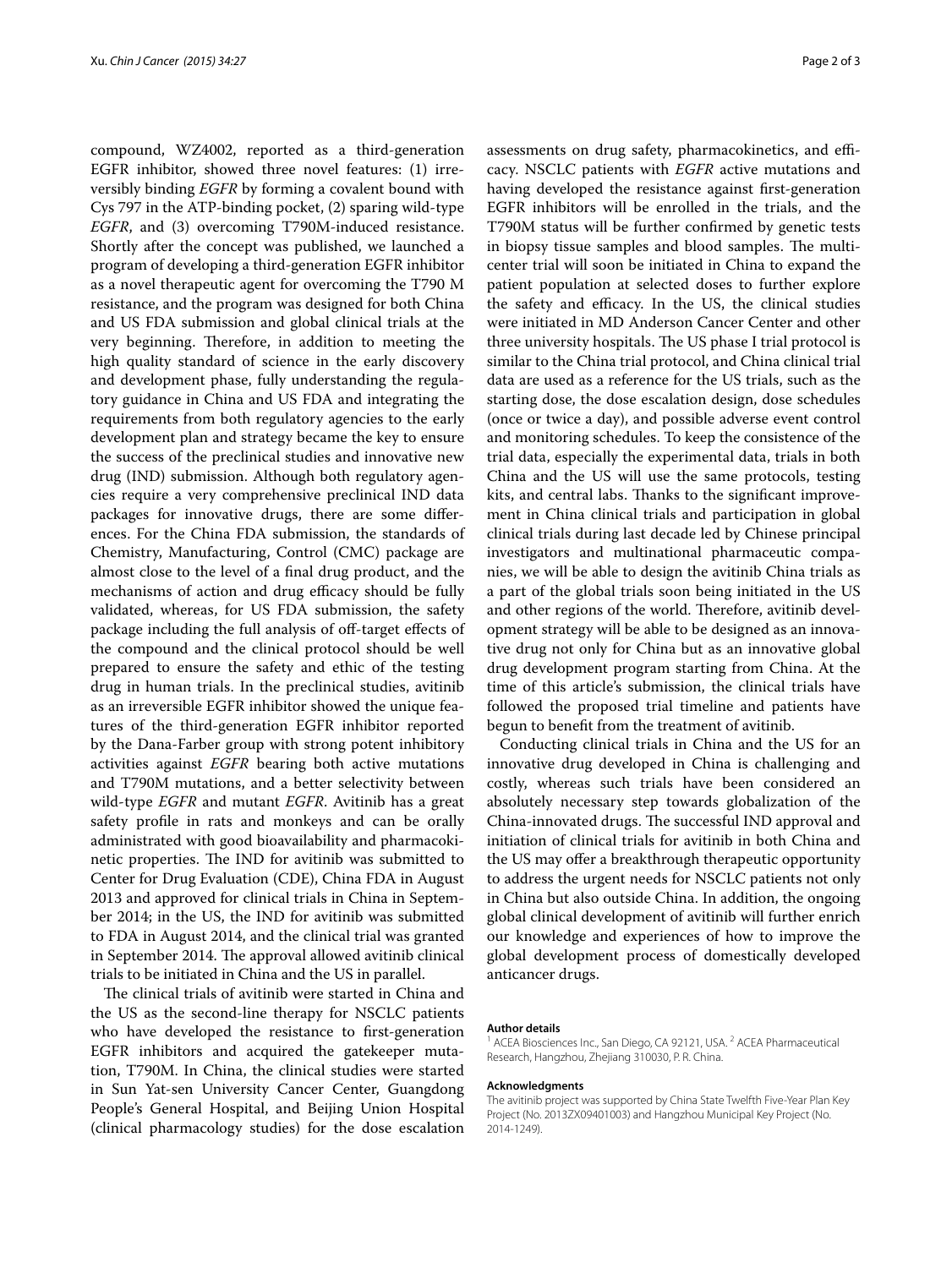compound, WZ4002, reported as a third-generation EGFR inhibitor, showed three novel features: (1) irreversibly binding *EGFR* by forming a covalent bound with Cys 797 in the ATP-binding pocket, (2) sparing wild-type *EGFR*, and (3) overcoming T790M-induced resistance. Shortly after the concept was published, we launched a program of developing a third-generation EGFR inhibitor as a novel therapeutic agent for overcoming the T790 M resistance, and the program was designed for both China and US FDA submission and global clinical trials at the very beginning. Therefore, in addition to meeting the high quality standard of science in the early discovery and development phase, fully understanding the regulatory guidance in China and US FDA and integrating the requirements from both regulatory agencies to the early development plan and strategy became the key to ensure the success of the preclinical studies and innovative new drug (IND) submission. Although both regulatory agencies require a very comprehensive preclinical IND data packages for innovative drugs, there are some differences. For the China FDA submission, the standards of Chemistry, Manufacturing, Control (CMC) package are almost close to the level of a final drug product, and the mechanisms of action and drug efficacy should be fully validated, whereas, for US FDA submission, the safety package including the full analysis of off-target effects of the compound and the clinical protocol should be well prepared to ensure the safety and ethic of the testing drug in human trials. In the preclinical studies, avitinib as an irreversible EGFR inhibitor showed the unique features of the third-generation EGFR inhibitor reported by the Dana-Farber group with strong potent inhibitory activities against *EGFR* bearing both active mutations and T790M mutations, and a better selectivity between wild-type *EGFR* and mutant *EGFR*. Avitinib has a great safety profile in rats and monkeys and can be orally administrated with good bioavailability and pharmacokinetic properties. The IND for avitinib was submitted to Center for Drug Evaluation (CDE), China FDA in August 2013 and approved for clinical trials in China in September 2014; in the US, the IND for avitinib was submitted to FDA in August 2014, and the clinical trial was granted in September 2014. The approval allowed avitinib clinical trials to be initiated in China and the US in parallel.

The clinical trials of avitinib were started in China and the US as the second-line therapy for NSCLC patients who have developed the resistance to first-generation EGFR inhibitors and acquired the gatekeeper mutation, T790M. In China, the clinical studies were started in Sun Yat-sen University Cancer Center, Guangdong People's General Hospital, and Beijing Union Hospital (clinical pharmacology studies) for the dose escalation assessments on drug safety, pharmacokinetics, and efficacy. NSCLC patients with *EGFR* active mutations and having developed the resistance against first-generation EGFR inhibitors will be enrolled in the trials, and the T790M status will be further confirmed by genetic tests in biopsy tissue samples and blood samples. The multicenter trial will soon be initiated in China to expand the patient population at selected doses to further explore the safety and efficacy. In the US, the clinical studies were initiated in MD Anderson Cancer Center and other three university hospitals. The US phase I trial protocol is similar to the China trial protocol, and China clinical trial data are used as a reference for the US trials, such as the starting dose, the dose escalation design, dose schedules (once or twice a day), and possible adverse event control and monitoring schedules. To keep the consistence of the trial data, especially the experimental data, trials in both China and the US will use the same protocols, testing kits, and central labs. Thanks to the significant improvement in China clinical trials and participation in global clinical trials during last decade led by Chinese principal investigators and multinational pharmaceutic companies, we will be able to design the avitinib China trials as a part of the global trials soon being initiated in the US and other regions of the world. Therefore, avitinib development strategy will be able to be designed as an innovative drug not only for China but as an innovative global drug development program starting from China. At the time of this article's submission, the clinical trials have followed the proposed trial timeline and patients have begun to benefit from the treatment of avitinib.

Conducting clinical trials in China and the US for an innovative drug developed in China is challenging and costly, whereas such trials have been considered an absolutely necessary step towards globalization of the China-innovated drugs. The successful IND approval and initiation of clinical trials for avitinib in both China and the US may offer a breakthrough therapeutic opportunity to address the urgent needs for NSCLC patients not only in China but also outside China. In addition, the ongoing global clinical development of avitinib will further enrich our knowledge and experiences of how to improve the global development process of domestically developed anticancer drugs.

**Author details**

[1] ACEA Biosciences Inc., San Diego, CA 92121, USA. [2] ACEA Pharmaceutical Research, Hangzhou, Zhejiang 310030, P. R. China.

**Acknowledgments**

The avitinib project was supported by China State Twelfth Five-Year Plan Key Project (No. 2013ZX09401003) and Hangzhou Municipal Key Project (No. 2014-1249).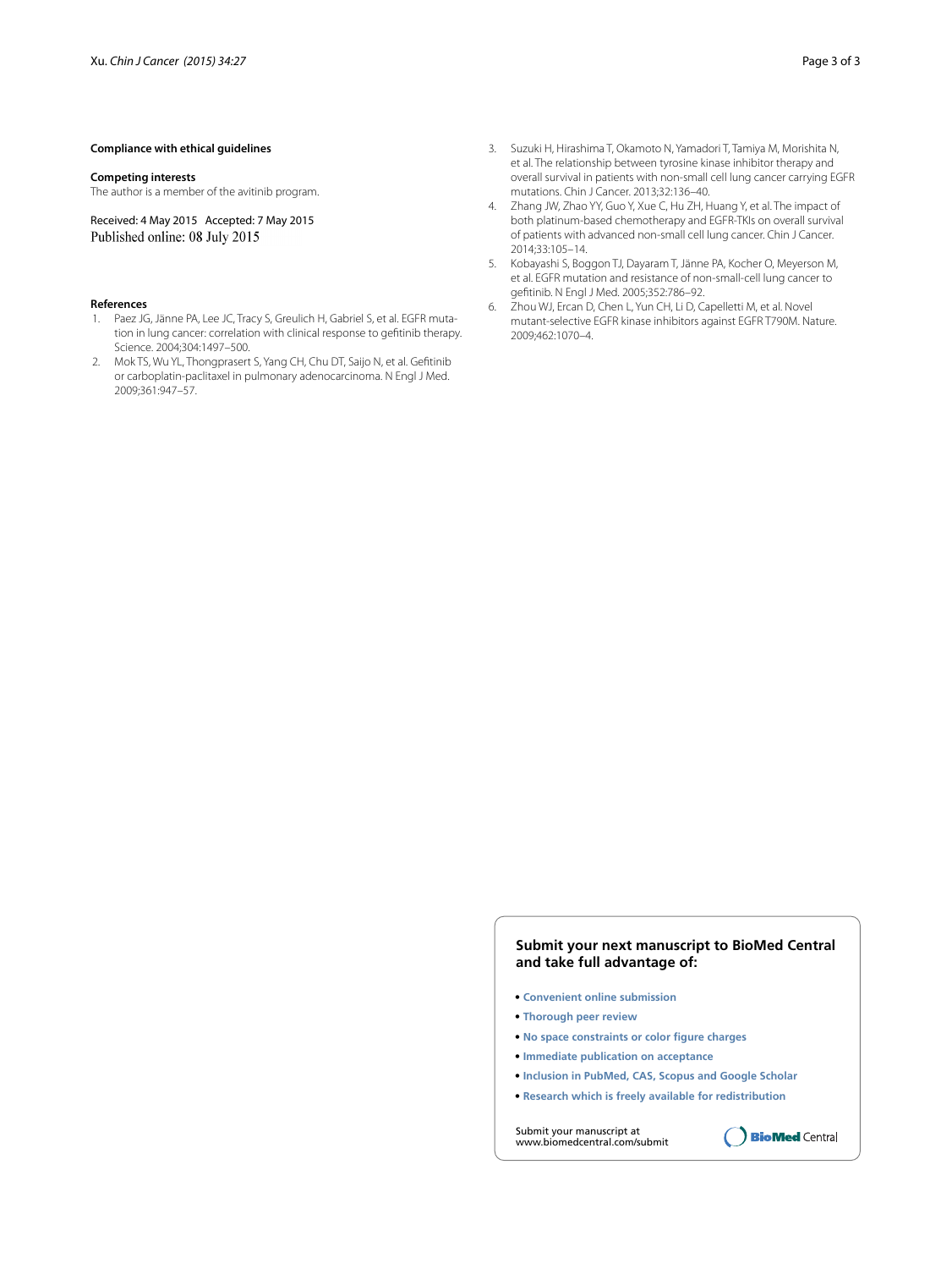#### Compliance with ethical guidelines

**Competing interests**

The author is a member of the avitinib program.

Received: 4 May 2015 Accepted: 7 May 2015
Published online: 08 July 2015

#### References

1. Paez JG, Jänne PA, Lee JC, Tracy S, Greulich H, Gabriel S, et al. EGFR mutation in lung cancer: correlation with clinical response to gefitinib therapy. Science. 2004;304:1497–500.
2. Mok TS, Wu YL, Thongprasert S, Yang CH, Chu DT, Saijo N, et al. Gefitinib or carboplatin-paclitaxel in pulmonary adenocarcinoma. N Engl J Med. 2009;361:947–57.
3. Suzuki H, Hirashima T, Okamoto N, Yamadori T, Tamiya M, Morishita N, et al. The relationship between tyrosine kinase inhibitor therapy and overall survival in patients with non-small cell lung cancer carrying EGFR mutations. Chin J Cancer. 2013;32:136–40.
4. Zhang JW, Zhao YY, Guo Y, Xue C, Hu ZH, Huang Y, et al. The impact of both platinum-based chemotherapy and EGFR-TKIs on overall survival of patients with advanced non-small cell lung cancer. Chin J Cancer. 2014;33:105–14.
5. Kobayashi S, Boggon TJ, Dayaram T, Jänne PA, Kocher O, Meyerson M, et al. EGFR mutation and resistance of non-small-cell lung cancer to gefitinib. N Engl J Med. 2005;352:786–92.
6. Zhou WJ, Ercan D, Chen L, Yun CH, Li D, Capelletti M, et al. Novel mutant-selective EGFR kinase inhibitors against EGFR T790M. Nature. 2009;462:1070–4.

**Submit your next manuscript to BioMed Central and take full advantage of:**

- Convenient online submission
- Thorough peer review
- No space constraints or color figure charges
- Immediate publication on acceptance
- Inclusion in PubMed, CAS, Scopus and Google Scholar
- Research which is freely available for redistribution

Submit your manuscript at
www.biomedcentral.com/submit

BioMed Central